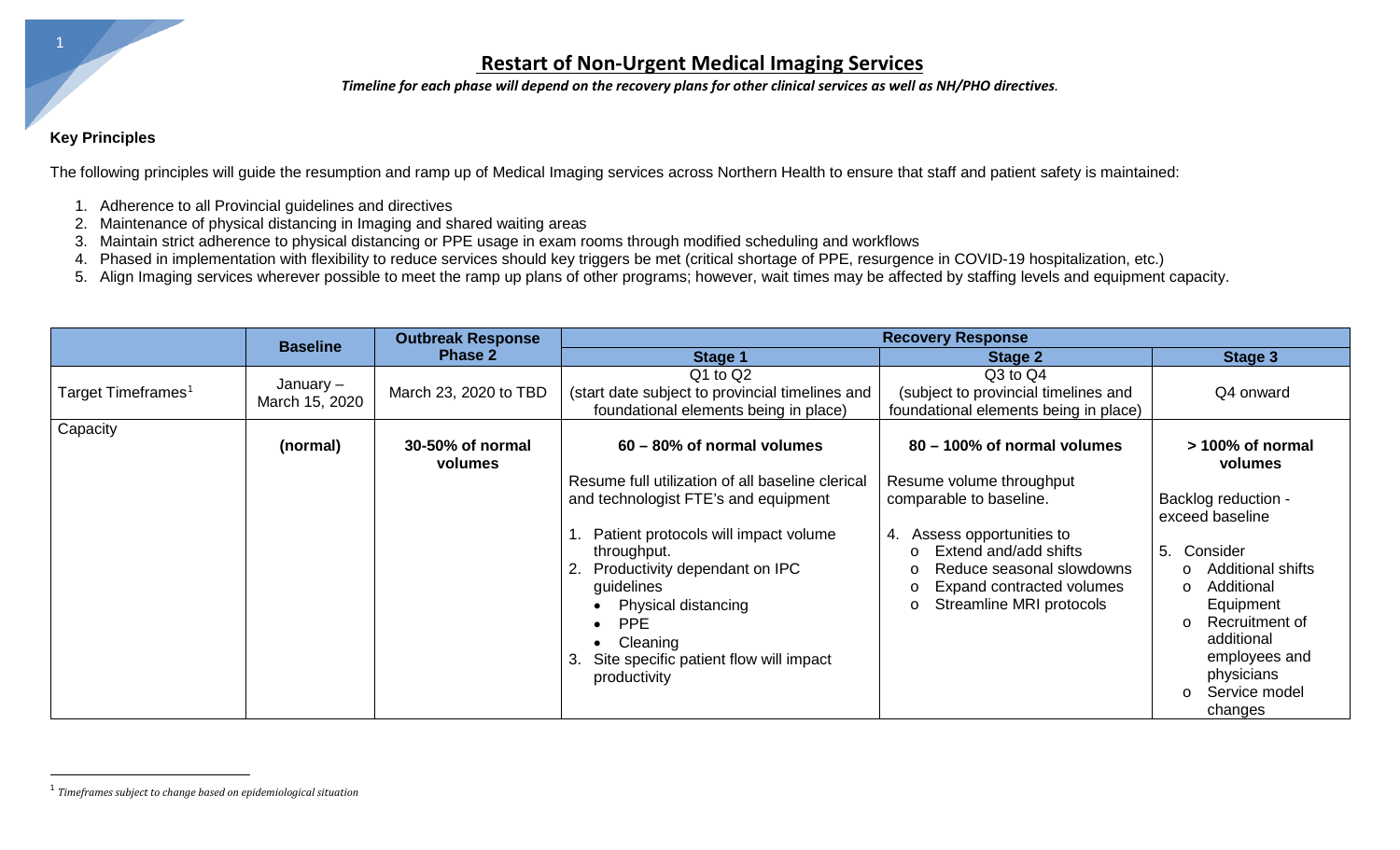# Restart of Non-Urgent Medical Imaging Services

*Timeline for each phase will depend on the recovery plans for other clinical services as well as NH/PHO directives.*

**Key Principles**

The following principles will guide the resumption and ramp up of Medical Imaging services across Northern Health to ensure that staff and patient safety is maintained:

1. Adherence to all Provincial guidelines and directives
2. Maintenance of physical distancing in Imaging and shared waiting areas
3. Maintain strict adherence to physical distancing or PPE usage in exam rooms through modified scheduling and workflows
4. Phased in implementation with flexibility to reduce services should key triggers be met (critical shortage of PPE, resurgence in COVID-19 hospitalization, etc.)
5. Align Imaging services wherever possible to meet the ramp up plans of other programs; however, wait times may be affected by staffing levels and equipment capacity.

| | Baseline | Outbreak Response Phase 2 | Recovery Response | | |
|---|---|---|---|---|---|
| | | | Stage 1 | Stage 2 | Stage 3 |
| Target Timeframes[1] | January – March 15, 2020 | March 23, 2020 to TBD | Q1 to Q2 (start date subject to provincial timelines and foundational elements being in place) | Q3 to Q4 (subject to provincial timelines and foundational elements being in place) | Q4 onward |
| Capacity | **(normal)** | **30-50% of normal volumes** | **60 – 80% of normal volumes**<br><br>Resume full utilization of all baseline clerical and technologist FTE's and equipment<br><br>1. Patient protocols will impact volume throughput.<br>2. Productivity dependant on IPC guidelines<br>• Physical distancing<br>• PPE<br>• Cleaning<br>3. Site specific patient flow will impact productivity | **80 – 100% of normal volumes**<br><br>Resume volume throughput comparable to baseline.<br><br>4. Assess opportunities to<br>o Extend and/add shifts<br>o Reduce seasonal slowdowns<br>o Expand contracted volumes<br>o Streamline MRI protocols | **> 100% of normal volumes**<br><br>Backlog reduction - exceed baseline<br><br>5. Consider<br>o Additional shifts<br>o Additional Equipment<br>o Recruitment of additional employees and physicians<br>o Service model changes |

[1] *Timeframes subject to change based on epidemiological situation*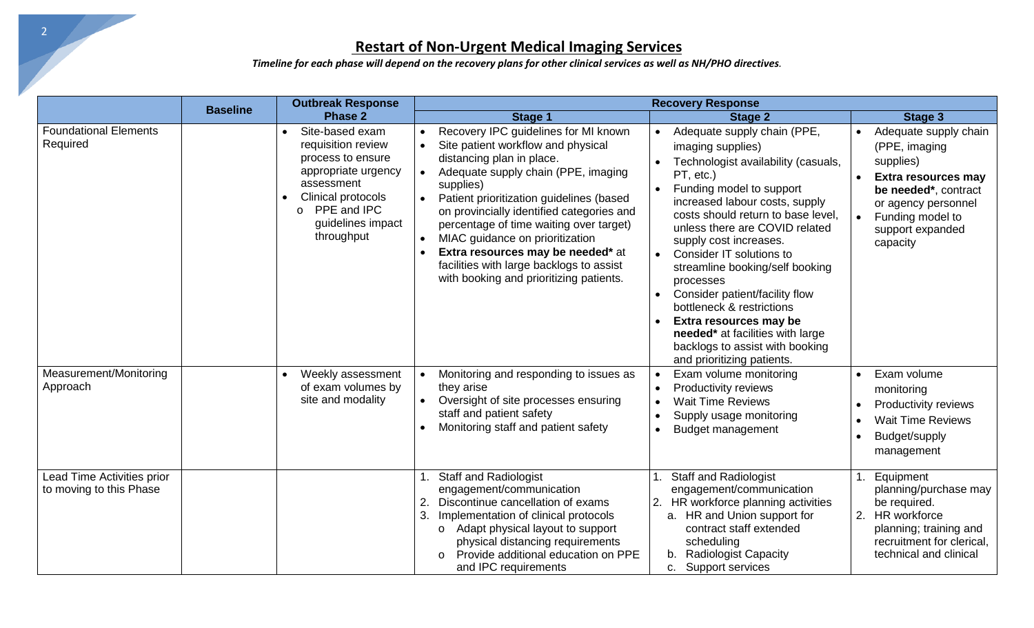## Restart of Non-Urgent Medical Imaging Services

*Timeline for each phase will depend on the recovery plans for other clinical services as well as NH/PHO directives.*

| | Baseline | Outbreak Response Phase 2 | Recovery Response Stage 1 | Recovery Response Stage 2 | Recovery Response Stage 3 |
|---|---|---|---|---|---|
| Foundational Elements Required | | • Site-based exam requisition review process to ensure appropriate urgency assessment<br>• Clinical protocols<br>  o PPE and IPC guidelines impact throughput | • Recovery IPC guidelines for MI known<br>• Site patient workflow and physical distancing plan in place.<br>• Adequate supply chain (PPE, imaging supplies)<br>• Patient prioritization guidelines (based on provincially identified categories and percentage of time waiting over target)<br>• MIAC guidance on prioritization<br>• **Extra resources may be needed*** at facilities with large backlogs to assist with booking and prioritizing patients. | • Adequate supply chain (PPE, imaging supplies)<br>• Technologist availability (casuals, PT, etc.)<br>• Funding model to support increased labour costs, supply costs should return to base level, unless there are COVID related supply cost increases.<br>• Consider IT solutions to streamline booking/self booking processes<br>• Consider patient/facility flow bottleneck & restrictions<br>• **Extra resources may be needed*** at facilities with large backlogs to assist with booking and prioritizing patients. | • Adequate supply chain (PPE, imaging supplies)<br>• **Extra resources may be needed***, contract or agency personnel<br>• Funding model to support expanded capacity |
| Measurement/Monitoring Approach | | • Weekly assessment of exam volumes by site and modality | • Monitoring and responding to issues as they arise<br>• Oversight of site processes ensuring staff and patient safety<br>• Monitoring staff and patient safety | • Exam volume monitoring<br>• Productivity reviews<br>• Wait Time Reviews<br>• Supply usage monitoring<br>• Budget management | • Exam volume monitoring<br>• Productivity reviews<br>• Wait Time Reviews<br>• Budget/supply management |
| Lead Time Activities prior to moving to this Phase | | | 1. Staff and Radiologist engagement/communication<br>2. Discontinue cancellation of exams<br>3. Implementation of clinical protocols<br>  o Adapt physical layout to support physical distancing requirements<br>  o Provide additional education on PPE and IPC requirements | 1. Staff and Radiologist engagement/communication<br>2. HR workforce planning activities<br>  a. HR and Union support for contract staff extended scheduling<br>  b. Radiologist Capacity<br>  c. Support services | 1. Equipment planning/purchase may be required.<br>2. HR workforce planning; training and recruitment for clerical, technical and clinical |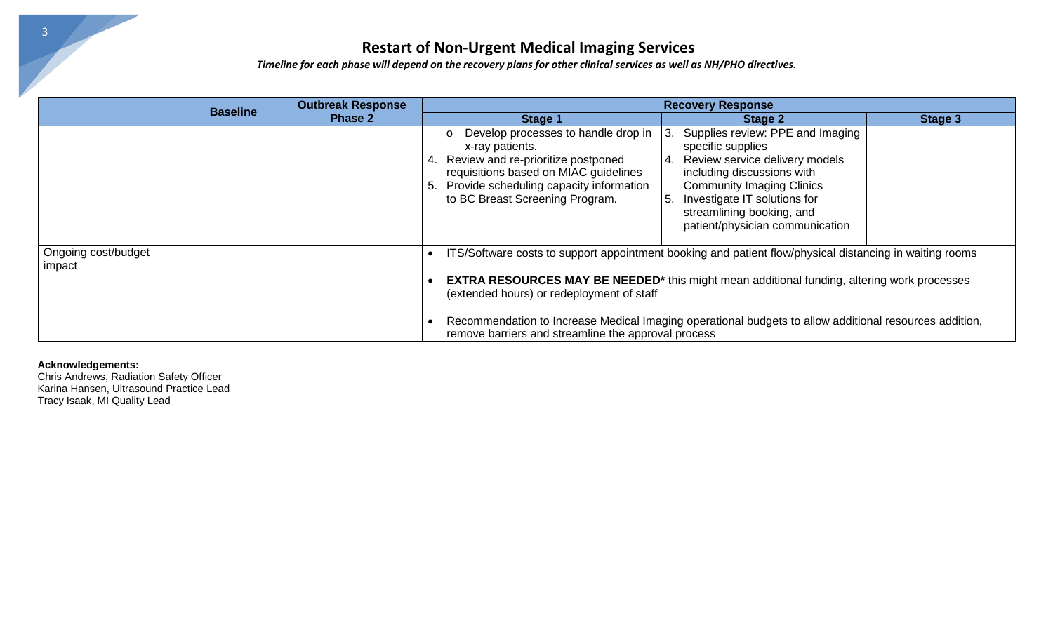## Restart of Non-Urgent Medical Imaging Services

***Timeline for each phase will depend on the recovery plans for other clinical services as well as NH/PHO directives.***

| | **Baseline** | **Outbreak Response Phase 2** | **Recovery Response** | | |
|---|---|---|---|---|---|
| | | | **Stage 1** | **Stage 2** | **Stage 3** |
| | | | o Develop processes to handle drop in x-ray patients.<br>4. Review and re-prioritize postponed requisitions based on MIAC guidelines<br>5. Provide scheduling capacity information to BC Breast Screening Program. | 3. Supplies review: PPE and Imaging specific supplies<br>4. Review service delivery models including discussions with Community Imaging Clinics<br>5. Investigate IT solutions for streamlining booking, and patient/physician communication | |
| Ongoing cost/budget impact | | | • ITS/Software costs to support appointment booking and patient flow/physical distancing in waiting rooms<br>• **EXTRA RESOURCES MAY BE NEEDED*** this might mean additional funding, altering work processes (extended hours) or redeployment of staff<br>• Recommendation to Increase Medical Imaging operational budgets to allow additional resources addition, remove barriers and streamline the approval process | | |

**Acknowledgements:**
Chris Andrews, Radiation Safety Officer
Karina Hansen, Ultrasound Practice Lead
Tracy Isaak, MI Quality Lead